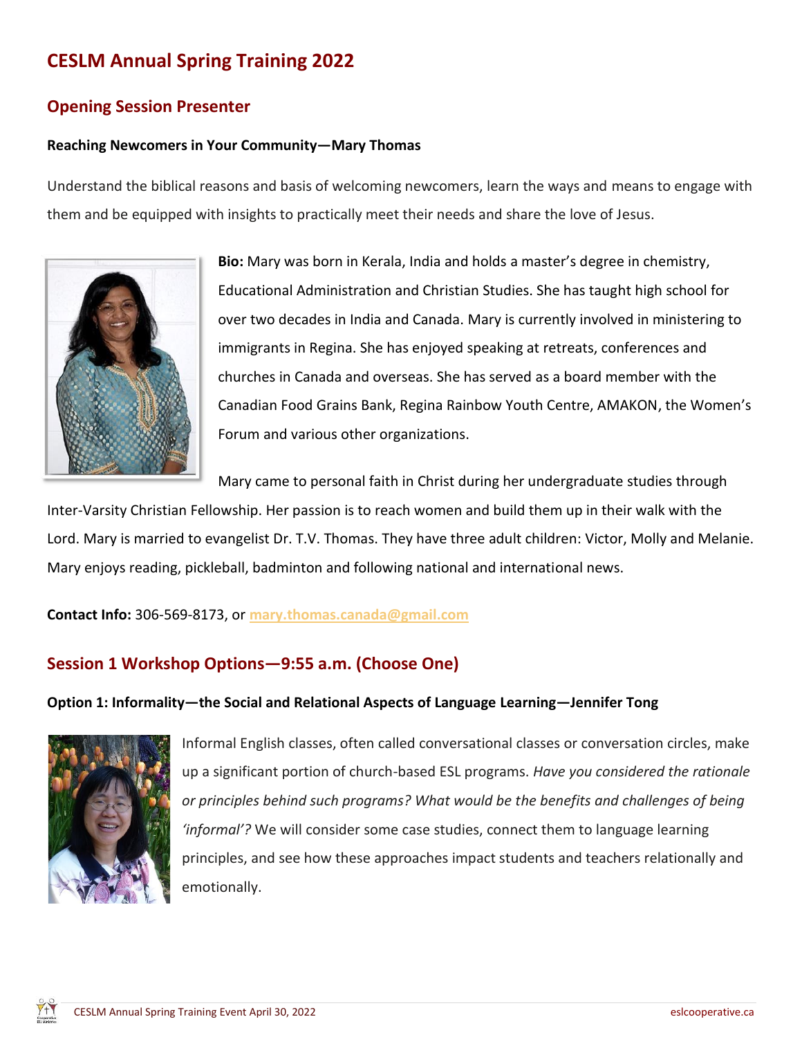# CESLM Annual Spring Training 2022

## Opening Session Presenter

**Reaching Newcomers in Your Community—Mary Thomas**

Understand the biblical reasons and basis of welcoming newcomers, learn the ways and means to engage with them and be equipped with insights to practically meet their needs and share the love of Jesus.

**Bio:** Mary was born in Kerala, India and holds a master's degree in chemistry, Educational Administration and Christian Studies. She has taught high school for over two decades in India and Canada. Mary is currently involved in ministering to immigrants in Regina. She has enjoyed speaking at retreats, conferences and churches in Canada and overseas. She has served as a board member with the Canadian Food Grains Bank, Regina Rainbow Youth Centre, AMAKON, the Women's Forum and various other organizations.

Mary came to personal faith in Christ during her undergraduate studies through Inter-Varsity Christian Fellowship. Her passion is to reach women and build them up in their walk with the Lord. Mary is married to evangelist Dr. T.V. Thomas. They have three adult children: Victor, Molly and Melanie. Mary enjoys reading, pickleball, badminton and following national and international news.

**Contact Info:** 306-569-8173, or mary.thomas.canada@gmail.com

## Session 1 Workshop Options—9:55 a.m. (Choose One)

**Option 1: Informality—the Social and Relational Aspects of Language Learning—Jennifer Tong**

Informal English classes, often called conversational classes or conversation circles, make up a significant portion of church-based ESL programs. *Have you considered the rationale or principles behind such programs? What would be the benefits and challenges of being 'informal'?* We will consider some case studies, connect them to language learning principles, and see how these approaches impact students and teachers relationally and emotionally.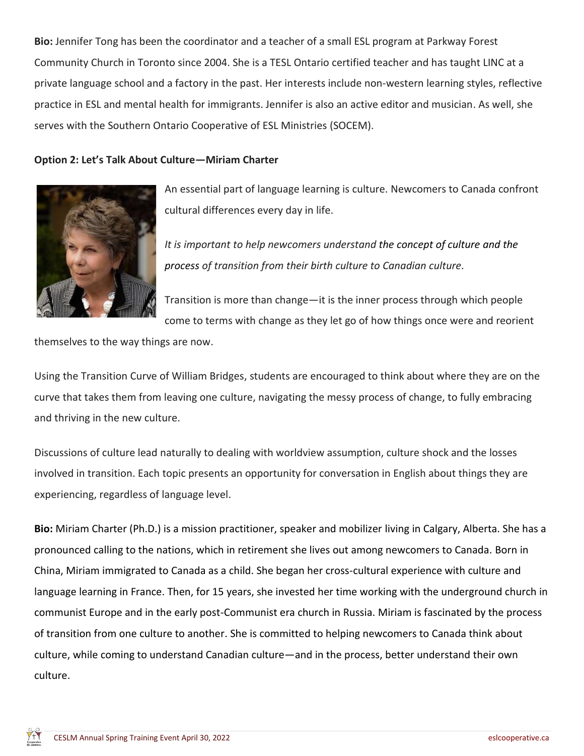**Bio:** Jennifer Tong has been the coordinator and a teacher of a small ESL program at Parkway Forest Community Church in Toronto since 2004. She is a TESL Ontario certified teacher and has taught LINC at a private language school and a factory in the past. Her interests include non-western learning styles, reflective practice in ESL and mental health for immigrants. Jennifer is also an active editor and musician. As well, she serves with the Southern Ontario Cooperative of ESL Ministries (SOCEM).

**Option 2: Let's Talk About Culture—Miriam Charter**

An essential part of language learning is culture. Newcomers to Canada confront cultural differences every day in life.

*It is important to help newcomers understand the concept of culture and the process of transition from their birth culture to Canadian culture.*

Transition is more than change—it is the inner process through which people come to terms with change as they let go of how things once were and reorient themselves to the way things are now.

Using the Transition Curve of William Bridges, students are encouraged to think about where they are on the curve that takes them from leaving one culture, navigating the messy process of change, to fully embracing and thriving in the new culture.

Discussions of culture lead naturally to dealing with worldview assumption, culture shock and the losses involved in transition. Each topic presents an opportunity for conversation in English about things they are experiencing, regardless of language level.

**Bio:** Miriam Charter (Ph.D.) is a mission practitioner, speaker and mobilizer living in Calgary, Alberta. She has a pronounced calling to the nations, which in retirement she lives out among newcomers to Canada. Born in China, Miriam immigrated to Canada as a child. She began her cross-cultural experience with culture and language learning in France. Then, for 15 years, she invested her time working with the underground church in communist Europe and in the early post-Communist era church in Russia. Miriam is fascinated by the process of transition from one culture to another. She is committed to helping newcomers to Canada think about culture, while coming to understand Canadian culture—and in the process, better understand their own culture.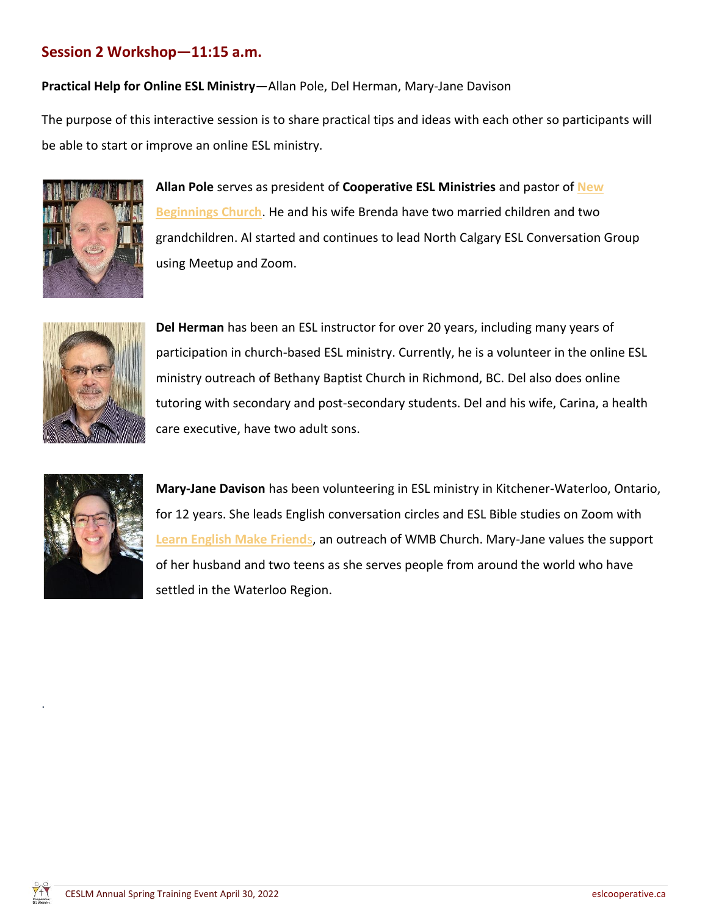## Session 2 Workshop—11:15 a.m.

**Practical Help for Online ESL Ministry**—Allan Pole, Del Herman, Mary-Jane Davison

The purpose of this interactive session is to share practical tips and ideas with each other so participants will be able to start or improve an online ESL ministry.

**Allan Pole** serves as president of **Cooperative ESL Ministries** and pastor of New Beginnings Church. He and his wife Brenda have two married children and two grandchildren. Al started and continues to lead North Calgary ESL Conversation Group using Meetup and Zoom.

**Del Herman** has been an ESL instructor for over 20 years, including many years of participation in church-based ESL ministry. Currently, he is a volunteer in the online ESL ministry outreach of Bethany Baptist Church in Richmond, BC. Del also does online tutoring with secondary and post-secondary students. Del and his wife, Carina, a health care executive, have two adult sons.

**Mary-Jane Davison** has been volunteering in ESL ministry in Kitchener-Waterloo, Ontario, for 12 years. She leads English conversation circles and ESL Bible studies on Zoom with Learn English Make Friends, an outreach of WMB Church. Mary-Jane values the support of her husband and two teens as she serves people from around the world who have settled in the Waterloo Region.